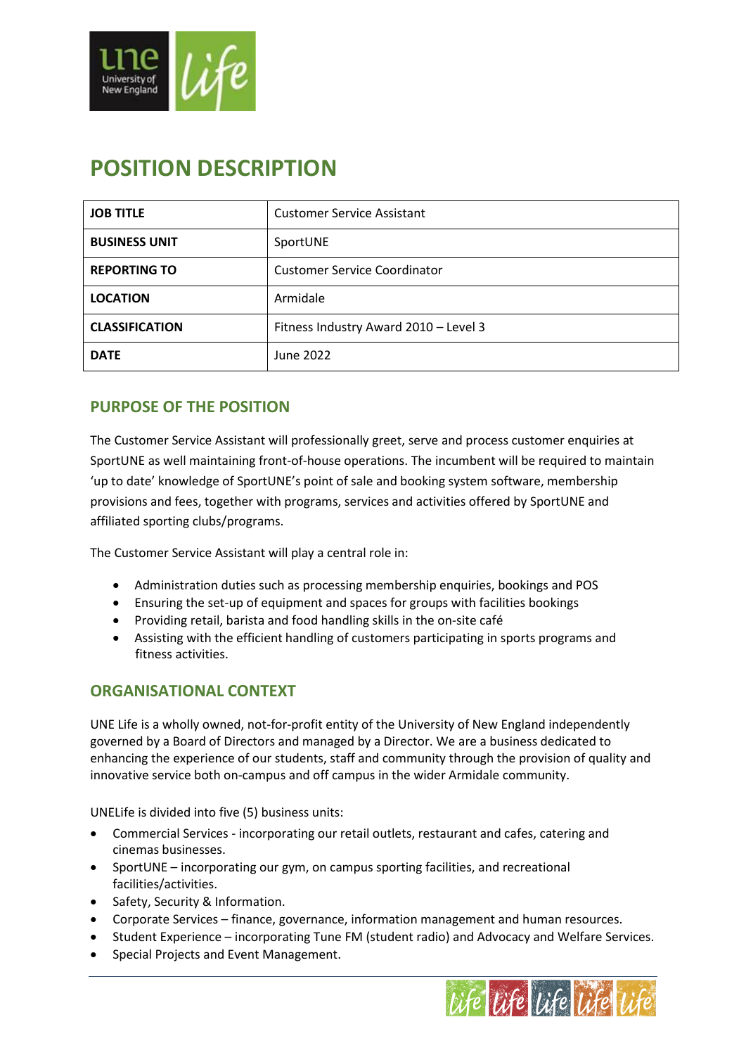# POSITION DESCRIPTION

| | |
|---|---|
| **JOB TITLE** | Customer Service Assistant |
| **BUSINESS UNIT** | SportUNE |
| **REPORTING TO** | Customer Service Coordinator |
| **LOCATION** | Armidale |
| **CLASSIFICATION** | Fitness Industry Award 2010 – Level 3 |
| **DATE** | June 2022 |

## PURPOSE OF THE POSITION

The Customer Service Assistant will professionally greet, serve and process customer enquiries at SportUNE as well maintaining front-of-house operations. The incumbent will be required to maintain 'up to date' knowledge of SportUNE's point of sale and booking system software, membership provisions and fees, together with programs, services and activities offered by SportUNE and affiliated sporting clubs/programs.

The Customer Service Assistant will play a central role in:

- Administration duties such as processing membership enquiries, bookings and POS
- Ensuring the set-up of equipment and spaces for groups with facilities bookings
- Providing retail, barista and food handling skills in the on-site café
- Assisting with the efficient handling of customers participating in sports programs and fitness activities.

## ORGANISATIONAL CONTEXT

UNE Life is a wholly owned, not-for-profit entity of the University of New England independently governed by a Board of Directors and managed by a Director. We are a business dedicated to enhancing the experience of our students, staff and community through the provision of quality and innovative service both on-campus and off campus in the wider Armidale community.

UNELife is divided into five (5) business units:

- Commercial Services - incorporating our retail outlets, restaurant and cafes, catering and cinemas businesses.
- SportUNE – incorporating our gym, on campus sporting facilities, and recreational facilities/activities.
- Safety, Security & Information.
- Corporate Services – finance, governance, information management and human resources.
- Student Experience – incorporating Tune FM (student radio) and Advocacy and Welfare Services.
- Special Projects and Event Management.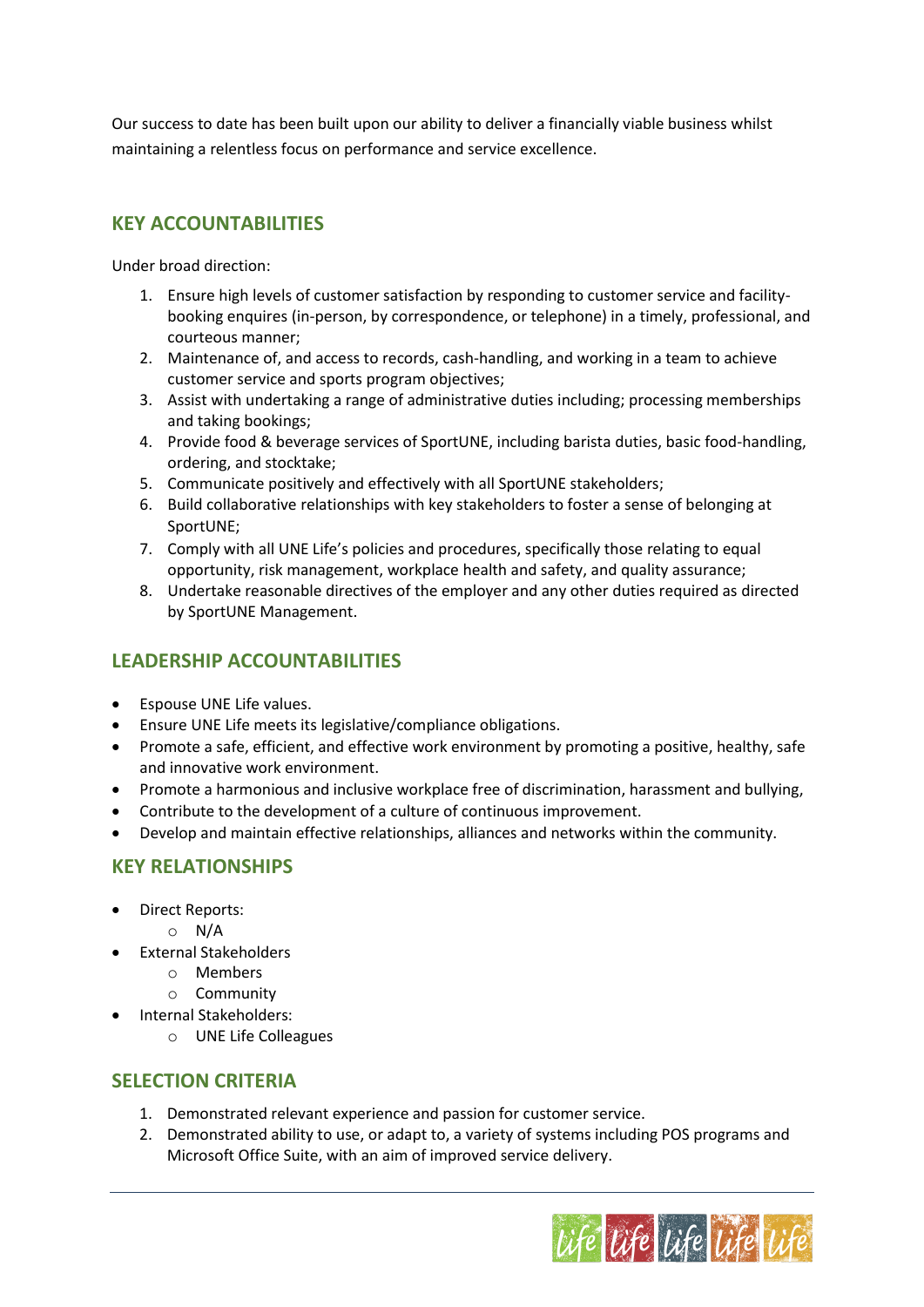Our success to date has been built upon our ability to deliver a financially viable business whilst maintaining a relentless focus on performance and service excellence.

## KEY ACCOUNTABILITIES

Under broad direction:

1. Ensure high levels of customer satisfaction by responding to customer service and facility-booking enquires (in-person, by correspondence, or telephone) in a timely, professional, and courteous manner;
2. Maintenance of, and access to records, cash-handling, and working in a team to achieve customer service and sports program objectives;
3. Assist with undertaking a range of administrative duties including; processing memberships and taking bookings;
4. Provide food & beverage services of SportUNE, including barista duties, basic food-handling, ordering, and stocktake;
5. Communicate positively and effectively with all SportUNE stakeholders;
6. Build collaborative relationships with key stakeholders to foster a sense of belonging at SportUNE;
7. Comply with all UNE Life's policies and procedures, specifically those relating to equal opportunity, risk management, workplace health and safety, and quality assurance;
8. Undertake reasonable directives of the employer and any other duties required as directed by SportUNE Management.

## LEADERSHIP ACCOUNTABILITIES

- Espouse UNE Life values.
- Ensure UNE Life meets its legislative/compliance obligations.
- Promote a safe, efficient, and effective work environment by promoting a positive, healthy, safe and innovative work environment.
- Promote a harmonious and inclusive workplace free of discrimination, harassment and bullying,
- Contribute to the development of a culture of continuous improvement.
- Develop and maintain effective relationships, alliances and networks within the community.

## KEY RELATIONSHIPS

- Direct Reports:
  - N/A
- External Stakeholders
  - Members
  - Community
- Internal Stakeholders:
  - UNE Life Colleagues

## SELECTION CRITERIA

1. Demonstrated relevant experience and passion for customer service.
2. Demonstrated ability to use, or adapt to, a variety of systems including POS programs and Microsoft Office Suite, with an aim of improved service delivery.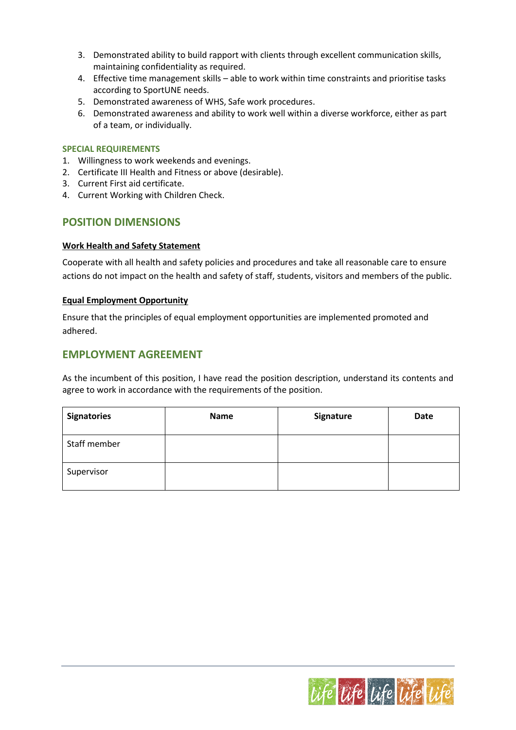3. Demonstrated ability to build rapport with clients through excellent communication skills, maintaining confidentiality as required.
4. Effective time management skills – able to work within time constraints and prioritise tasks according to SportUNE needs.
5. Demonstrated awareness of WHS, Safe work procedures.
6. Demonstrated awareness and ability to work well within a diverse workforce, either as part of a team, or individually.

### SPECIAL REQUIREMENTS

1. Willingness to work weekends and evenings.
2. Certificate III Health and Fitness or above (desirable).
3. Current First aid certificate.
4. Current Working with Children Check.

## POSITION DIMENSIONS

**Work Health and Safety Statement**

Cooperate with all health and safety policies and procedures and take all reasonable care to ensure actions do not impact on the health and safety of staff, students, visitors and members of the public.

**Equal Employment Opportunity**

Ensure that the principles of equal employment opportunities are implemented promoted and adhered.

## EMPLOYMENT AGREEMENT

As the incumbent of this position, I have read the position description, understand its contents and agree to work in accordance with the requirements of the position.

| Signatories | Name | Signature | Date |
|---|---|---|---|
| Staff member | | | |
| Supervisor | | | |